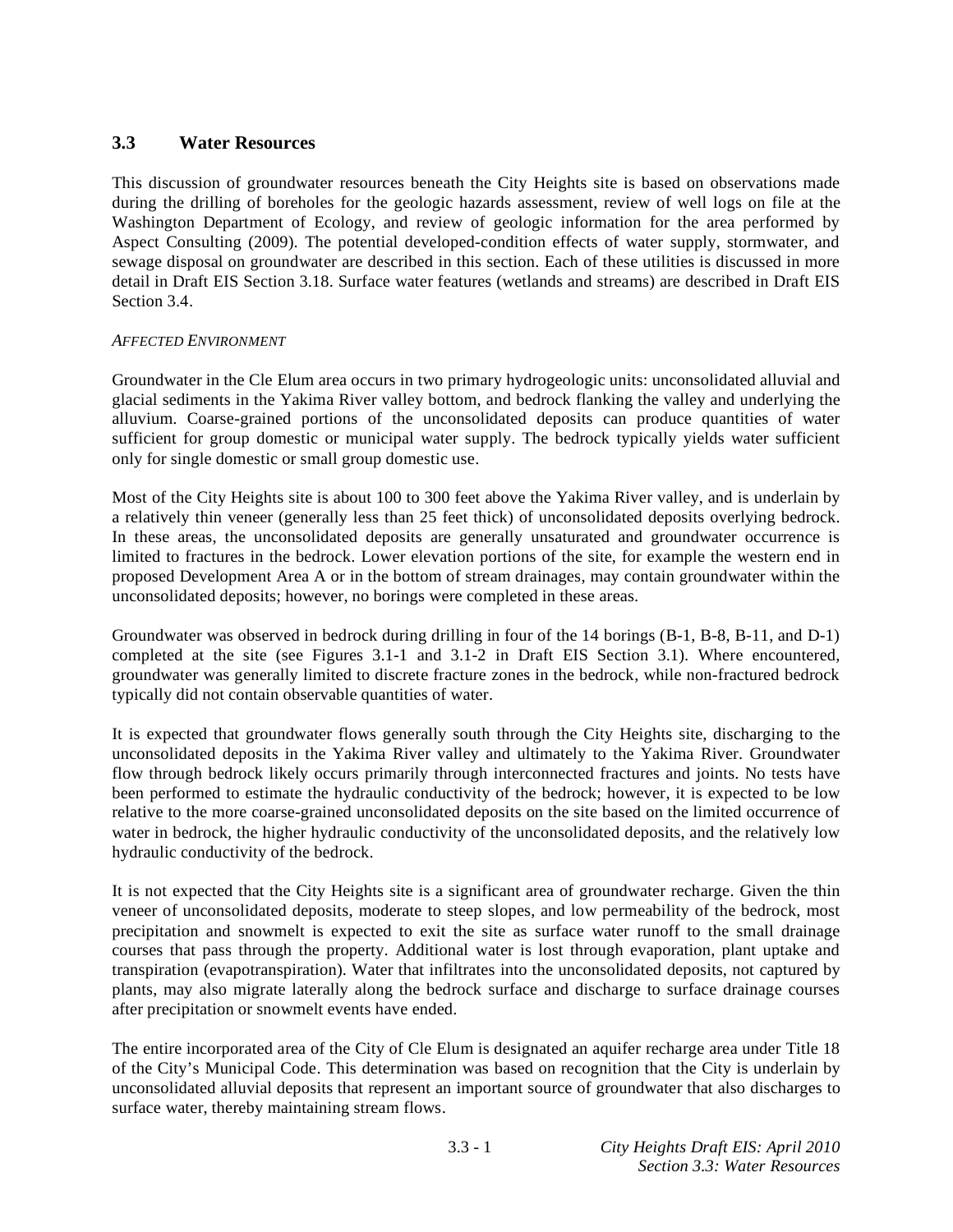## 3.3 Water Resources

This discussion of groundwater resources beneath the City Heights site is based on observations made during the drilling of boreholes for the geologic hazards assessment, review of well logs on file at the Washington Department of Ecology, and review of geologic information for the area performed by Aspect Consulting (2009). The potential developed-condition effects of water supply, stormwater, and sewage disposal on groundwater are described in this section. Each of these utilities is discussed in more detail in Draft EIS Section 3.18. Surface water features (wetlands and streams) are described in Draft EIS Section 3.4.

*AFFECTED ENVIRONMENT*

Groundwater in the Cle Elum area occurs in two primary hydrogeologic units: unconsolidated alluvial and glacial sediments in the Yakima River valley bottom, and bedrock flanking the valley and underlying the alluvium. Coarse-grained portions of the unconsolidated deposits can produce quantities of water sufficient for group domestic or municipal water supply. The bedrock typically yields water sufficient only for single domestic or small group domestic use.

Most of the City Heights site is about 100 to 300 feet above the Yakima River valley, and is underlain by a relatively thin veneer (generally less than 25 feet thick) of unconsolidated deposits overlying bedrock. In these areas, the unconsolidated deposits are generally unsaturated and groundwater occurrence is limited to fractures in the bedrock. Lower elevation portions of the site, for example the western end in proposed Development Area A or in the bottom of stream drainages, may contain groundwater within the unconsolidated deposits; however, no borings were completed in these areas.

Groundwater was observed in bedrock during drilling in four of the 14 borings (B-1, B-8, B-11, and D-1) completed at the site (see Figures 3.1-1 and 3.1-2 in Draft EIS Section 3.1). Where encountered, groundwater was generally limited to discrete fracture zones in the bedrock, while non-fractured bedrock typically did not contain observable quantities of water.

It is expected that groundwater flows generally south through the City Heights site, discharging to the unconsolidated deposits in the Yakima River valley and ultimately to the Yakima River. Groundwater flow through bedrock likely occurs primarily through interconnected fractures and joints. No tests have been performed to estimate the hydraulic conductivity of the bedrock; however, it is expected to be low relative to the more coarse-grained unconsolidated deposits on the site based on the limited occurrence of water in bedrock, the higher hydraulic conductivity of the unconsolidated deposits, and the relatively low hydraulic conductivity of the bedrock.

It is not expected that the City Heights site is a significant area of groundwater recharge. Given the thin veneer of unconsolidated deposits, moderate to steep slopes, and low permeability of the bedrock, most precipitation and snowmelt is expected to exit the site as surface water runoff to the small drainage courses that pass through the property. Additional water is lost through evaporation, plant uptake and transpiration (evapotranspiration). Water that infiltrates into the unconsolidated deposits, not captured by plants, may also migrate laterally along the bedrock surface and discharge to surface drainage courses after precipitation or snowmelt events have ended.

The entire incorporated area of the City of Cle Elum is designated an aquifer recharge area under Title 18 of the City's Municipal Code. This determination was based on recognition that the City is underlain by unconsolidated alluvial deposits that represent an important source of groundwater that also discharges to surface water, thereby maintaining stream flows.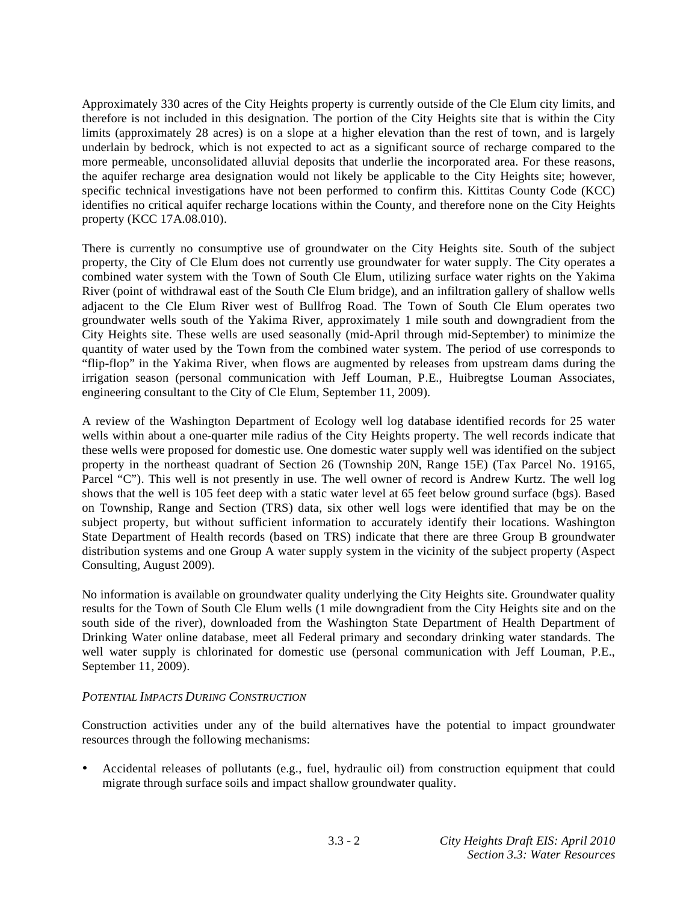Approximately 330 acres of the City Heights property is currently outside of the Cle Elum city limits, and therefore is not included in this designation. The portion of the City Heights site that is within the City limits (approximately 28 acres) is on a slope at a higher elevation than the rest of town, and is largely underlain by bedrock, which is not expected to act as a significant source of recharge compared to the more permeable, unconsolidated alluvial deposits that underlie the incorporated area. For these reasons, the aquifer recharge area designation would not likely be applicable to the City Heights site; however, specific technical investigations have not been performed to confirm this. Kittitas County Code (KCC) identifies no critical aquifer recharge locations within the County, and therefore none on the City Heights property (KCC 17A.08.010).

There is currently no consumptive use of groundwater on the City Heights site. South of the subject property, the City of Cle Elum does not currently use groundwater for water supply. The City operates a combined water system with the Town of South Cle Elum, utilizing surface water rights on the Yakima River (point of withdrawal east of the South Cle Elum bridge), and an infiltration gallery of shallow wells adjacent to the Cle Elum River west of Bullfrog Road. The Town of South Cle Elum operates two groundwater wells south of the Yakima River, approximately 1 mile south and downgradient from the City Heights site. These wells are used seasonally (mid-April through mid-September) to minimize the quantity of water used by the Town from the combined water system. The period of use corresponds to "flip-flop" in the Yakima River, when flows are augmented by releases from upstream dams during the irrigation season (personal communication with Jeff Louman, P.E., Huibregtse Louman Associates, engineering consultant to the City of Cle Elum, September 11, 2009).

A review of the Washington Department of Ecology well log database identified records for 25 water wells within about a one-quarter mile radius of the City Heights property. The well records indicate that these wells were proposed for domestic use. One domestic water supply well was identified on the subject property in the northeast quadrant of Section 26 (Township 20N, Range 15E) (Tax Parcel No. 19165, Parcel "C"). This well is not presently in use. The well owner of record is Andrew Kurtz. The well log shows that the well is 105 feet deep with a static water level at 65 feet below ground surface (bgs). Based on Township, Range and Section (TRS) data, six other well logs were identified that may be on the subject property, but without sufficient information to accurately identify their locations. Washington State Department of Health records (based on TRS) indicate that there are three Group B groundwater distribution systems and one Group A water supply system in the vicinity of the subject property (Aspect Consulting, August 2009).

No information is available on groundwater quality underlying the City Heights site. Groundwater quality results for the Town of South Cle Elum wells (1 mile downgradient from the City Heights site and on the south side of the river), downloaded from the Washington State Department of Health Department of Drinking Water online database, meet all Federal primary and secondary drinking water standards. The well water supply is chlorinated for domestic use (personal communication with Jeff Louman, P.E., September 11, 2009).

*POTENTIAL IMPACTS DURING CONSTRUCTION*

Construction activities under any of the build alternatives have the potential to impact groundwater resources through the following mechanisms:

- Accidental releases of pollutants (e.g., fuel, hydraulic oil) from construction equipment that could migrate through surface soils and impact shallow groundwater quality.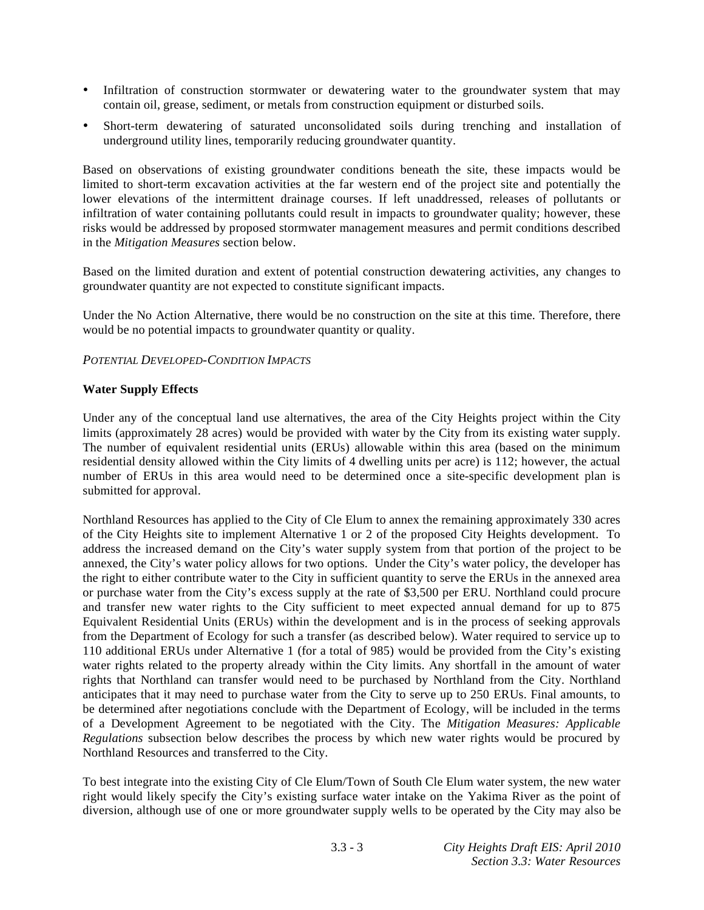- Infiltration of construction stormwater or dewatering water to the groundwater system that may contain oil, grease, sediment, or metals from construction equipment or disturbed soils.
- Short-term dewatering of saturated unconsolidated soils during trenching and installation of underground utility lines, temporarily reducing groundwater quantity.

Based on observations of existing groundwater conditions beneath the site, these impacts would be limited to short-term excavation activities at the far western end of the project site and potentially the lower elevations of the intermittent drainage courses. If left unaddressed, releases of pollutants or infiltration of water containing pollutants could result in impacts to groundwater quality; however, these risks would be addressed by proposed stormwater management measures and permit conditions described in the *Mitigation Measures* section below.

Based on the limited duration and extent of potential construction dewatering activities, any changes to groundwater quantity are not expected to constitute significant impacts.

Under the No Action Alternative, there would be no construction on the site at this time. Therefore, there would be no potential impacts to groundwater quantity or quality.

*POTENTIAL DEVELOPED-CONDITION IMPACTS*

**Water Supply Effects**

Under any of the conceptual land use alternatives, the area of the City Heights project within the City limits (approximately 28 acres) would be provided with water by the City from its existing water supply. The number of equivalent residential units (ERUs) allowable within this area (based on the minimum residential density allowed within the City limits of 4 dwelling units per acre) is 112; however, the actual number of ERUs in this area would need to be determined once a site-specific development plan is submitted for approval.

Northland Resources has applied to the City of Cle Elum to annex the remaining approximately 330 acres of the City Heights site to implement Alternative 1 or 2 of the proposed City Heights development. To address the increased demand on the City's water supply system from that portion of the project to be annexed, the City's water policy allows for two options. Under the City's water policy, the developer has the right to either contribute water to the City in sufficient quantity to serve the ERUs in the annexed area or purchase water from the City's excess supply at the rate of $3,500 per ERU. Northland could procure and transfer new water rights to the City sufficient to meet expected annual demand for up to 875 Equivalent Residential Units (ERUs) within the development and is in the process of seeking approvals from the Department of Ecology for such a transfer (as described below). Water required to service up to 110 additional ERUs under Alternative 1 (for a total of 985) would be provided from the City's existing water rights related to the property already within the City limits. Any shortfall in the amount of water rights that Northland can transfer would need to be purchased by Northland from the City. Northland anticipates that it may need to purchase water from the City to serve up to 250 ERUs. Final amounts, to be determined after negotiations conclude with the Department of Ecology, will be included in the terms of a Development Agreement to be negotiated with the City. The *Mitigation Measures: Applicable Regulations* subsection below describes the process by which new water rights would be procured by Northland Resources and transferred to the City.

To best integrate into the existing City of Cle Elum/Town of South Cle Elum water system, the new water right would likely specify the City's existing surface water intake on the Yakima River as the point of diversion, although use of one or more groundwater supply wells to be operated by the City may also be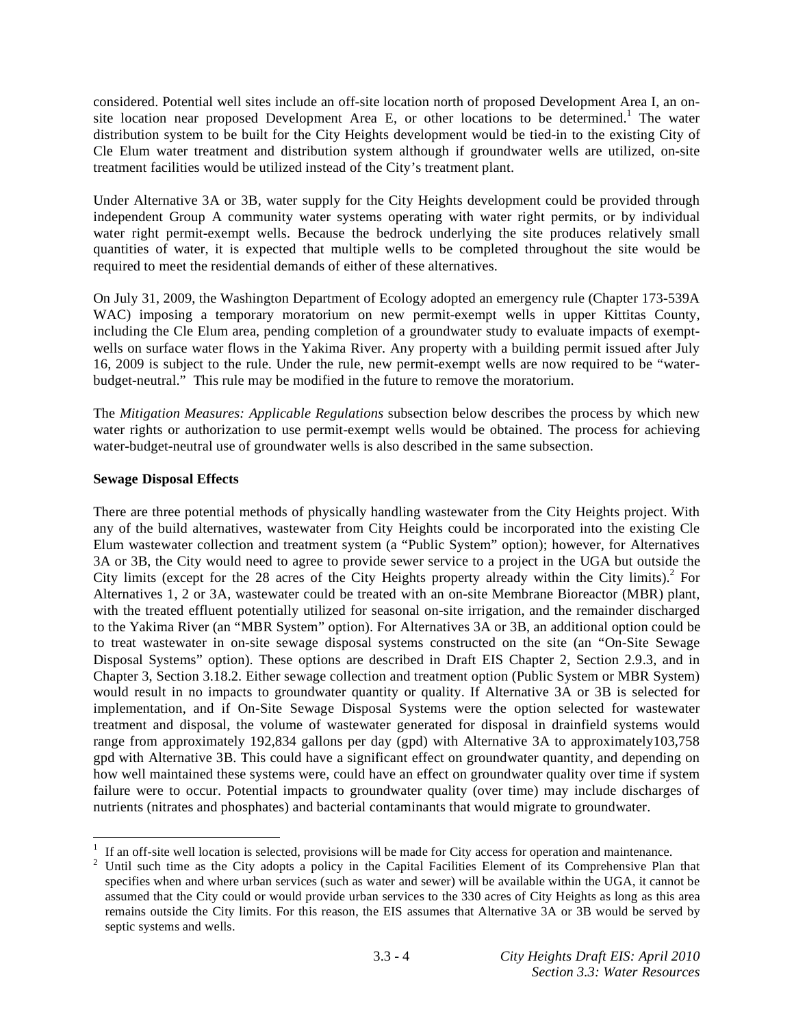considered. Potential well sites include an off-site location north of proposed Development Area I, an on-site location near proposed Development Area E, or other locations to be determined.[1] The water distribution system to be built for the City Heights development would be tied-in to the existing City of Cle Elum water treatment and distribution system although if groundwater wells are utilized, on-site treatment facilities would be utilized instead of the City's treatment plant.

Under Alternative 3A or 3B, water supply for the City Heights development could be provided through independent Group A community water systems operating with water right permits, or by individual water right permit-exempt wells. Because the bedrock underlying the site produces relatively small quantities of water, it is expected that multiple wells to be completed throughout the site would be required to meet the residential demands of either of these alternatives.

On July 31, 2009, the Washington Department of Ecology adopted an emergency rule (Chapter 173-539A WAC) imposing a temporary moratorium on new permit-exempt wells in upper Kittitas County, including the Cle Elum area, pending completion of a groundwater study to evaluate impacts of exempt-wells on surface water flows in the Yakima River. Any property with a building permit issued after July 16, 2009 is subject to the rule. Under the rule, new permit-exempt wells are now required to be "water-budget-neutral." This rule may be modified in the future to remove the moratorium.

The *Mitigation Measures: Applicable Regulations* subsection below describes the process by which new water rights or authorization to use permit-exempt wells would be obtained. The process for achieving water-budget-neutral use of groundwater wells is also described in the same subsection.

**Sewage Disposal Effects**

There are three potential methods of physically handling wastewater from the City Heights project. With any of the build alternatives, wastewater from City Heights could be incorporated into the existing Cle Elum wastewater collection and treatment system (a "Public System" option); however, for Alternatives 3A or 3B, the City would need to agree to provide sewer service to a project in the UGA but outside the City limits (except for the 28 acres of the City Heights property already within the City limits).[2] For Alternatives 1, 2 or 3A, wastewater could be treated with an on-site Membrane Bioreactor (MBR) plant, with the treated effluent potentially utilized for seasonal on-site irrigation, and the remainder discharged to the Yakima River (an "MBR System" option). For Alternatives 3A or 3B, an additional option could be to treat wastewater in on-site sewage disposal systems constructed on the site (an "On-Site Sewage Disposal Systems" option). These options are described in Draft EIS Chapter 2, Section 2.9.3, and in Chapter 3, Section 3.18.2. Either sewage collection and treatment option (Public System or MBR System) would result in no impacts to groundwater quantity or quality. If Alternative 3A or 3B is selected for implementation, and if On-Site Sewage Disposal Systems were the option selected for wastewater treatment and disposal, the volume of wastewater generated for disposal in drainfield systems would range from approximately 192,834 gallons per day (gpd) with Alternative 3A to approximately103,758 gpd with Alternative 3B. This could have a significant effect on groundwater quantity, and depending on how well maintained these systems were, could have an effect on groundwater quality over time if system failure were to occur. Potential impacts to groundwater quality (over time) may include discharges of nutrients (nitrates and phosphates) and bacterial contaminants that would migrate to groundwater.

---

[1] If an off-site well location is selected, provisions will be made for City access for operation and maintenance.

[2] Until such time as the City adopts a policy in the Capital Facilities Element of its Comprehensive Plan that specifies when and where urban services (such as water and sewer) will be available within the UGA, it cannot be assumed that the City could or would provide urban services to the 330 acres of City Heights as long as this area remains outside the City limits. For this reason, the EIS assumes that Alternative 3A or 3B would be served by septic systems and wells.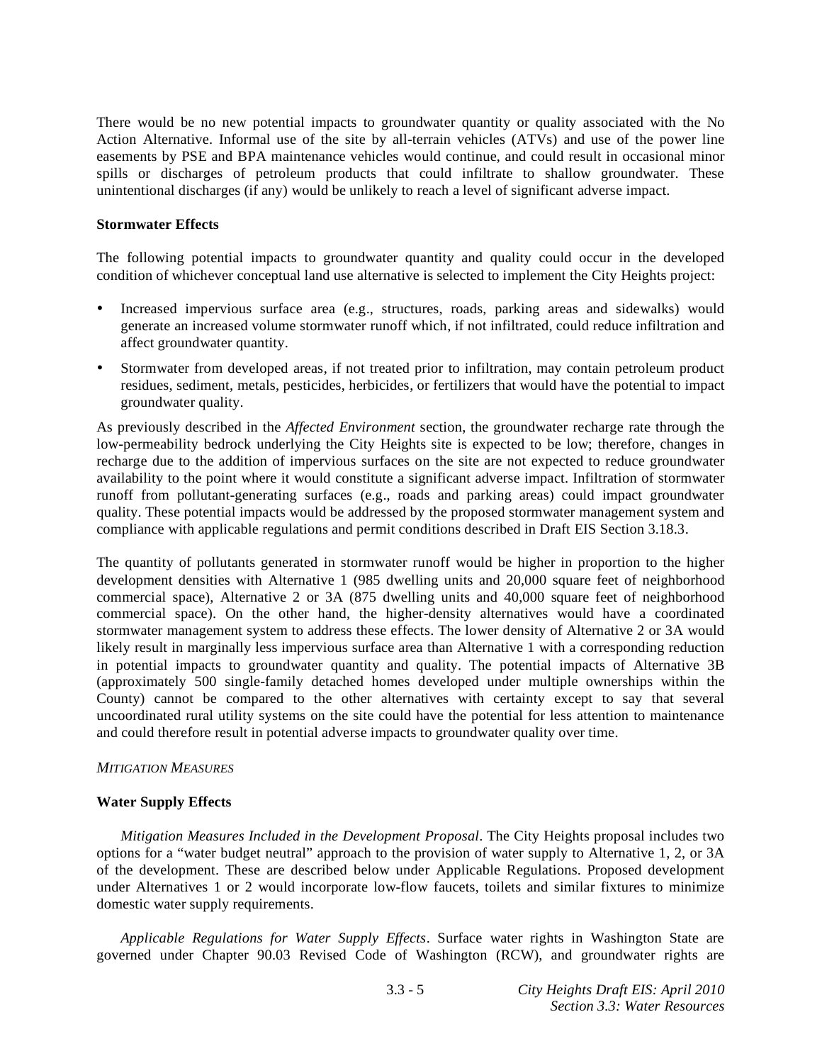There would be no new potential impacts to groundwater quantity or quality associated with the No Action Alternative. Informal use of the site by all-terrain vehicles (ATVs) and use of the power line easements by PSE and BPA maintenance vehicles would continue, and could result in occasional minor spills or discharges of petroleum products that could infiltrate to shallow groundwater. These unintentional discharges (if any) would be unlikely to reach a level of significant adverse impact.

**Stormwater Effects**

The following potential impacts to groundwater quantity and quality could occur in the developed condition of whichever conceptual land use alternative is selected to implement the City Heights project:

- Increased impervious surface area (e.g., structures, roads, parking areas and sidewalks) would generate an increased volume stormwater runoff which, if not infiltrated, could reduce infiltration and affect groundwater quantity.
- Stormwater from developed areas, if not treated prior to infiltration, may contain petroleum product residues, sediment, metals, pesticides, herbicides, or fertilizers that would have the potential to impact groundwater quality.

As previously described in the *Affected Environment* section, the groundwater recharge rate through the low-permeability bedrock underlying the City Heights site is expected to be low; therefore, changes in recharge due to the addition of impervious surfaces on the site are not expected to reduce groundwater availability to the point where it would constitute a significant adverse impact. Infiltration of stormwater runoff from pollutant-generating surfaces (e.g., roads and parking areas) could impact groundwater quality. These potential impacts would be addressed by the proposed stormwater management system and compliance with applicable regulations and permit conditions described in Draft EIS Section 3.18.3.

The quantity of pollutants generated in stormwater runoff would be higher in proportion to the higher development densities with Alternative 1 (985 dwelling units and 20,000 square feet of neighborhood commercial space), Alternative 2 or 3A (875 dwelling units and 40,000 square feet of neighborhood commercial space). On the other hand, the higher-density alternatives would have a coordinated stormwater management system to address these effects. The lower density of Alternative 2 or 3A would likely result in marginally less impervious surface area than Alternative 1 with a corresponding reduction in potential impacts to groundwater quantity and quality. The potential impacts of Alternative 3B (approximately 500 single-family detached homes developed under multiple ownerships within the County) cannot be compared to the other alternatives with certainty except to say that several uncoordinated rural utility systems on the site could have the potential for less attention to maintenance and could therefore result in potential adverse impacts to groundwater quality over time.

*MITIGATION MEASURES*

**Water Supply Effects**

*Mitigation Measures Included in the Development Proposal*. The City Heights proposal includes two options for a "water budget neutral" approach to the provision of water supply to Alternative 1, 2, or 3A of the development. These are described below under Applicable Regulations. Proposed development under Alternatives 1 or 2 would incorporate low-flow faucets, toilets and similar fixtures to minimize domestic water supply requirements.

*Applicable Regulations for Water Supply Effects*. Surface water rights in Washington State are governed under Chapter 90.03 Revised Code of Washington (RCW), and groundwater rights are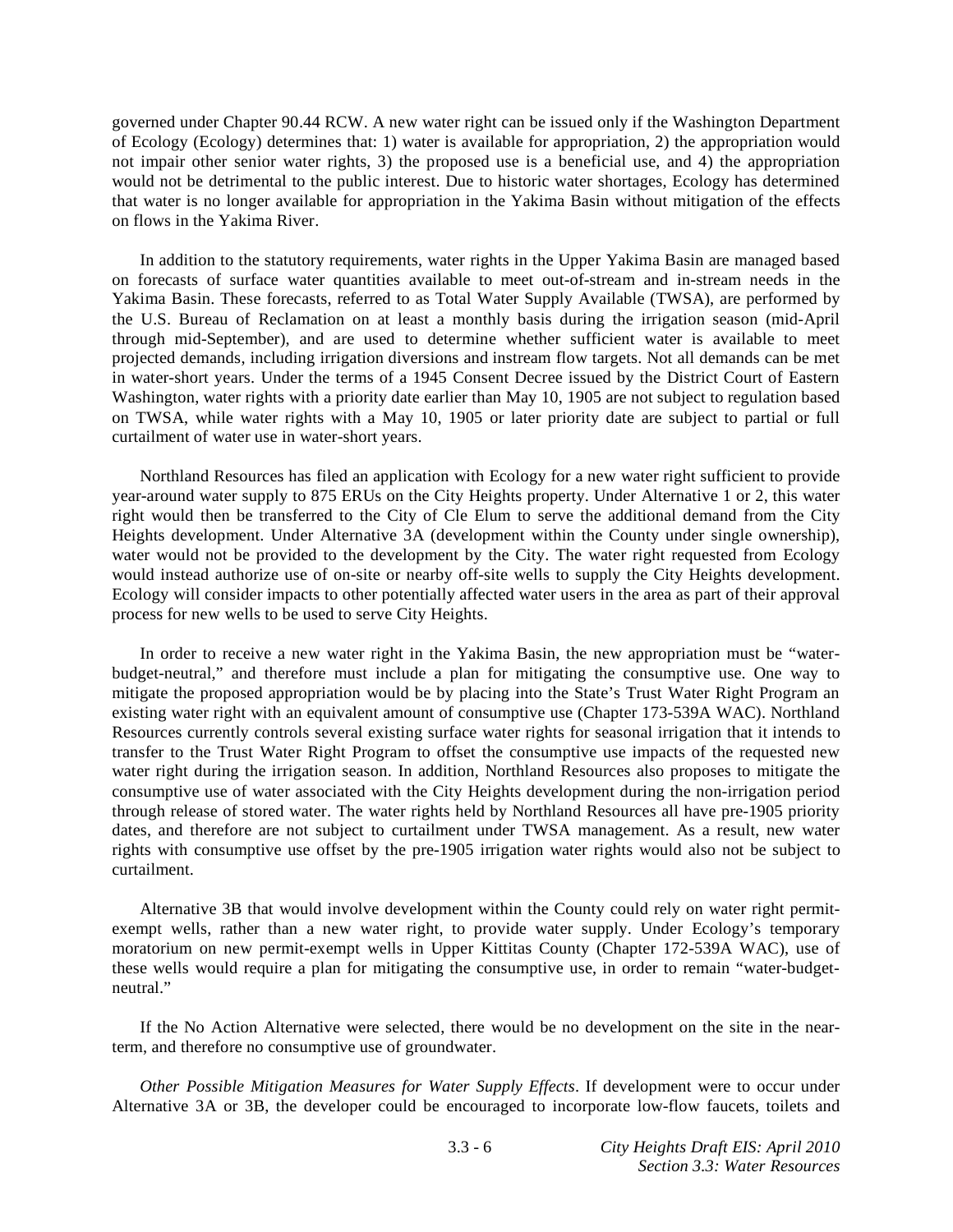governed under Chapter 90.44 RCW. A new water right can be issued only if the Washington Department of Ecology (Ecology) determines that: 1) water is available for appropriation, 2) the appropriation would not impair other senior water rights, 3) the proposed use is a beneficial use, and 4) the appropriation would not be detrimental to the public interest. Due to historic water shortages, Ecology has determined that water is no longer available for appropriation in the Yakima Basin without mitigation of the effects on flows in the Yakima River.

In addition to the statutory requirements, water rights in the Upper Yakima Basin are managed based on forecasts of surface water quantities available to meet out-of-stream and in-stream needs in the Yakima Basin. These forecasts, referred to as Total Water Supply Available (TWSA), are performed by the U.S. Bureau of Reclamation on at least a monthly basis during the irrigation season (mid-April through mid-September), and are used to determine whether sufficient water is available to meet projected demands, including irrigation diversions and instream flow targets. Not all demands can be met in water-short years. Under the terms of a 1945 Consent Decree issued by the District Court of Eastern Washington, water rights with a priority date earlier than May 10, 1905 are not subject to regulation based on TWSA, while water rights with a May 10, 1905 or later priority date are subject to partial or full curtailment of water use in water-short years.

Northland Resources has filed an application with Ecology for a new water right sufficient to provide year-around water supply to 875 ERUs on the City Heights property. Under Alternative 1 or 2, this water right would then be transferred to the City of Cle Elum to serve the additional demand from the City Heights development. Under Alternative 3A (development within the County under single ownership), water would not be provided to the development by the City. The water right requested from Ecology would instead authorize use of on-site or nearby off-site wells to supply the City Heights development. Ecology will consider impacts to other potentially affected water users in the area as part of their approval process for new wells to be used to serve City Heights.

In order to receive a new water right in the Yakima Basin, the new appropriation must be "water-budget-neutral," and therefore must include a plan for mitigating the consumptive use. One way to mitigate the proposed appropriation would be by placing into the State's Trust Water Right Program an existing water right with an equivalent amount of consumptive use (Chapter 173-539A WAC). Northland Resources currently controls several existing surface water rights for seasonal irrigation that it intends to transfer to the Trust Water Right Program to offset the consumptive use impacts of the requested new water right during the irrigation season. In addition, Northland Resources also proposes to mitigate the consumptive use of water associated with the City Heights development during the non-irrigation period through release of stored water. The water rights held by Northland Resources all have pre-1905 priority dates, and therefore are not subject to curtailment under TWSA management. As a result, new water rights with consumptive use offset by the pre-1905 irrigation water rights would also not be subject to curtailment.

Alternative 3B that would involve development within the County could rely on water right permit-exempt wells, rather than a new water right, to provide water supply. Under Ecology's temporary moratorium on new permit-exempt wells in Upper Kittitas County (Chapter 172-539A WAC), use of these wells would require a plan for mitigating the consumptive use, in order to remain "water-budget-neutral."

If the No Action Alternative were selected, there would be no development on the site in the near-term, and therefore no consumptive use of groundwater.

*Other Possible Mitigation Measures for Water Supply Effects*. If development were to occur under Alternative 3A or 3B, the developer could be encouraged to incorporate low-flow faucets, toilets and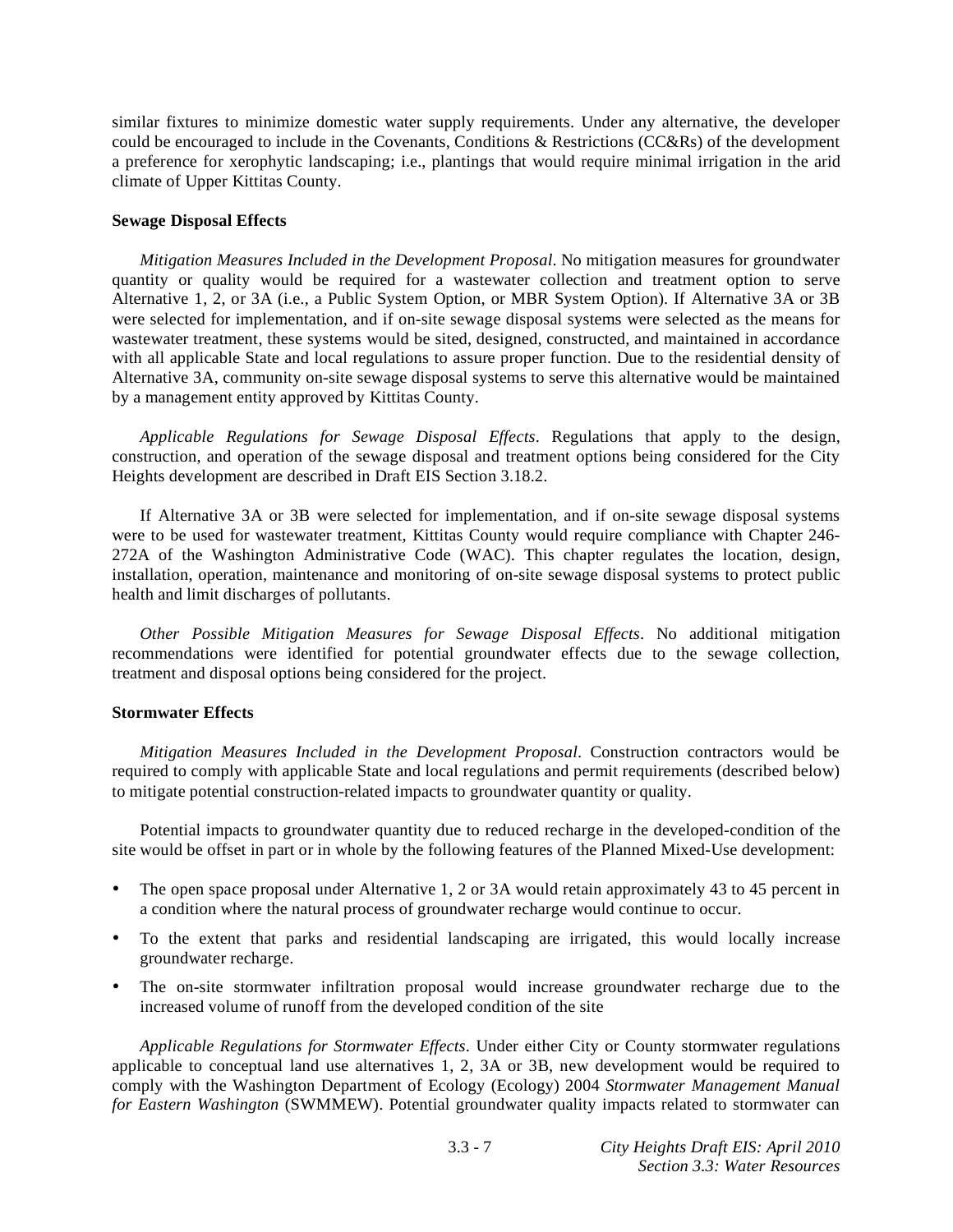similar fixtures to minimize domestic water supply requirements. Under any alternative, the developer could be encouraged to include in the Covenants, Conditions & Restrictions (CC&Rs) of the development a preference for xerophytic landscaping; i.e., plantings that would require minimal irrigation in the arid climate of Upper Kittitas County.

**Sewage Disposal Effects**

*Mitigation Measures Included in the Development Proposal*. No mitigation measures for groundwater quantity or quality would be required for a wastewater collection and treatment option to serve Alternative 1, 2, or 3A (i.e., a Public System Option, or MBR System Option). If Alternative 3A or 3B were selected for implementation, and if on-site sewage disposal systems were selected as the means for wastewater treatment, these systems would be sited, designed, constructed, and maintained in accordance with all applicable State and local regulations to assure proper function. Due to the residential density of Alternative 3A, community on-site sewage disposal systems to serve this alternative would be maintained by a management entity approved by Kittitas County.

*Applicable Regulations for Sewage Disposal Effects*. Regulations that apply to the design, construction, and operation of the sewage disposal and treatment options being considered for the City Heights development are described in Draft EIS Section 3.18.2.

If Alternative 3A or 3B were selected for implementation, and if on-site sewage disposal systems were to be used for wastewater treatment, Kittitas County would require compliance with Chapter 246-272A of the Washington Administrative Code (WAC). This chapter regulates the location, design, installation, operation, maintenance and monitoring of on-site sewage disposal systems to protect public health and limit discharges of pollutants.

*Other Possible Mitigation Measures for Sewage Disposal Effects*. No additional mitigation recommendations were identified for potential groundwater effects due to the sewage collection, treatment and disposal options being considered for the project.

**Stormwater Effects**

*Mitigation Measures Included in the Development Proposal*. Construction contractors would be required to comply with applicable State and local regulations and permit requirements (described below) to mitigate potential construction-related impacts to groundwater quantity or quality.

Potential impacts to groundwater quantity due to reduced recharge in the developed-condition of the site would be offset in part or in whole by the following features of the Planned Mixed-Use development:

- The open space proposal under Alternative 1, 2 or 3A would retain approximately 43 to 45 percent in a condition where the natural process of groundwater recharge would continue to occur.
- To the extent that parks and residential landscaping are irrigated, this would locally increase groundwater recharge.
- The on-site stormwater infiltration proposal would increase groundwater recharge due to the increased volume of runoff from the developed condition of the site

*Applicable Regulations for Stormwater Effects*. Under either City or County stormwater regulations applicable to conceptual land use alternatives 1, 2, 3A or 3B, new development would be required to comply with the Washington Department of Ecology (Ecology) 2004 *Stormwater Management Manual for Eastern Washington* (SWMMEW). Potential groundwater quality impacts related to stormwater can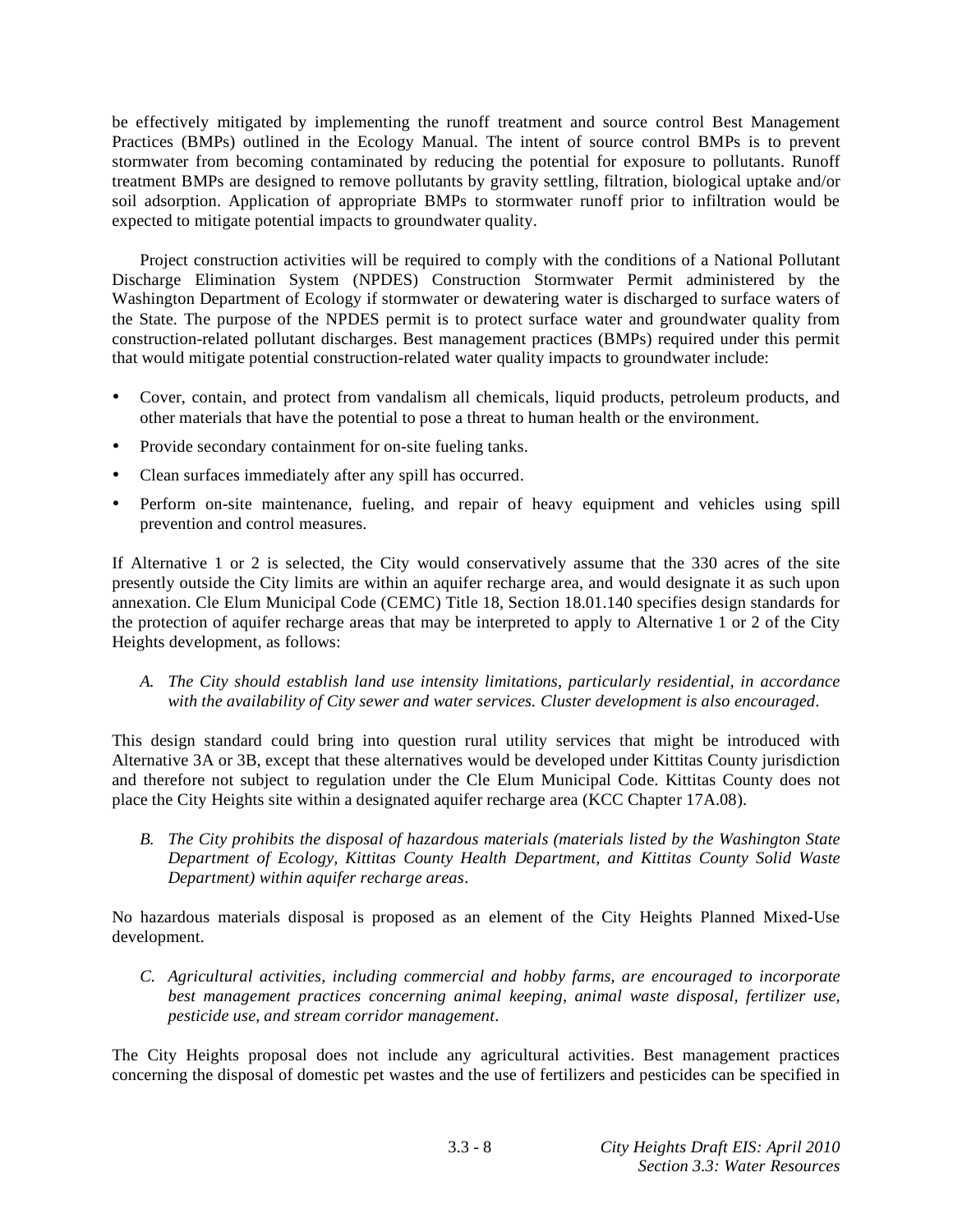be effectively mitigated by implementing the runoff treatment and source control Best Management Practices (BMPs) outlined in the Ecology Manual. The intent of source control BMPs is to prevent stormwater from becoming contaminated by reducing the potential for exposure to pollutants. Runoff treatment BMPs are designed to remove pollutants by gravity settling, filtration, biological uptake and/or soil adsorption. Application of appropriate BMPs to stormwater runoff prior to infiltration would be expected to mitigate potential impacts to groundwater quality.

Project construction activities will be required to comply with the conditions of a National Pollutant Discharge Elimination System (NPDES) Construction Stormwater Permit administered by the Washington Department of Ecology if stormwater or dewatering water is discharged to surface waters of the State. The purpose of the NPDES permit is to protect surface water and groundwater quality from construction-related pollutant discharges. Best management practices (BMPs) required under this permit that would mitigate potential construction-related water quality impacts to groundwater include:

- Cover, contain, and protect from vandalism all chemicals, liquid products, petroleum products, and other materials that have the potential to pose a threat to human health or the environment.
- Provide secondary containment for on-site fueling tanks.
- Clean surfaces immediately after any spill has occurred.
- Perform on-site maintenance, fueling, and repair of heavy equipment and vehicles using spill prevention and control measures.

If Alternative 1 or 2 is selected, the City would conservatively assume that the 330 acres of the site presently outside the City limits are within an aquifer recharge area, and would designate it as such upon annexation. Cle Elum Municipal Code (CEMC) Title 18, Section 18.01.140 specifies design standards for the protection of aquifer recharge areas that may be interpreted to apply to Alternative 1 or 2 of the City Heights development, as follows:

*A. The City should establish land use intensity limitations, particularly residential, in accordance with the availability of City sewer and water services. Cluster development is also encouraged.*

This design standard could bring into question rural utility services that might be introduced with Alternative 3A or 3B, except that these alternatives would be developed under Kittitas County jurisdiction and therefore not subject to regulation under the Cle Elum Municipal Code. Kittitas County does not place the City Heights site within a designated aquifer recharge area (KCC Chapter 17A.08).

*B. The City prohibits the disposal of hazardous materials (materials listed by the Washington State Department of Ecology, Kittitas County Health Department, and Kittitas County Solid Waste Department) within aquifer recharge areas.*

No hazardous materials disposal is proposed as an element of the City Heights Planned Mixed-Use development.

*C. Agricultural activities, including commercial and hobby farms, are encouraged to incorporate best management practices concerning animal keeping, animal waste disposal, fertilizer use, pesticide use, and stream corridor management.*

The City Heights proposal does not include any agricultural activities. Best management practices concerning the disposal of domestic pet wastes and the use of fertilizers and pesticides can be specified in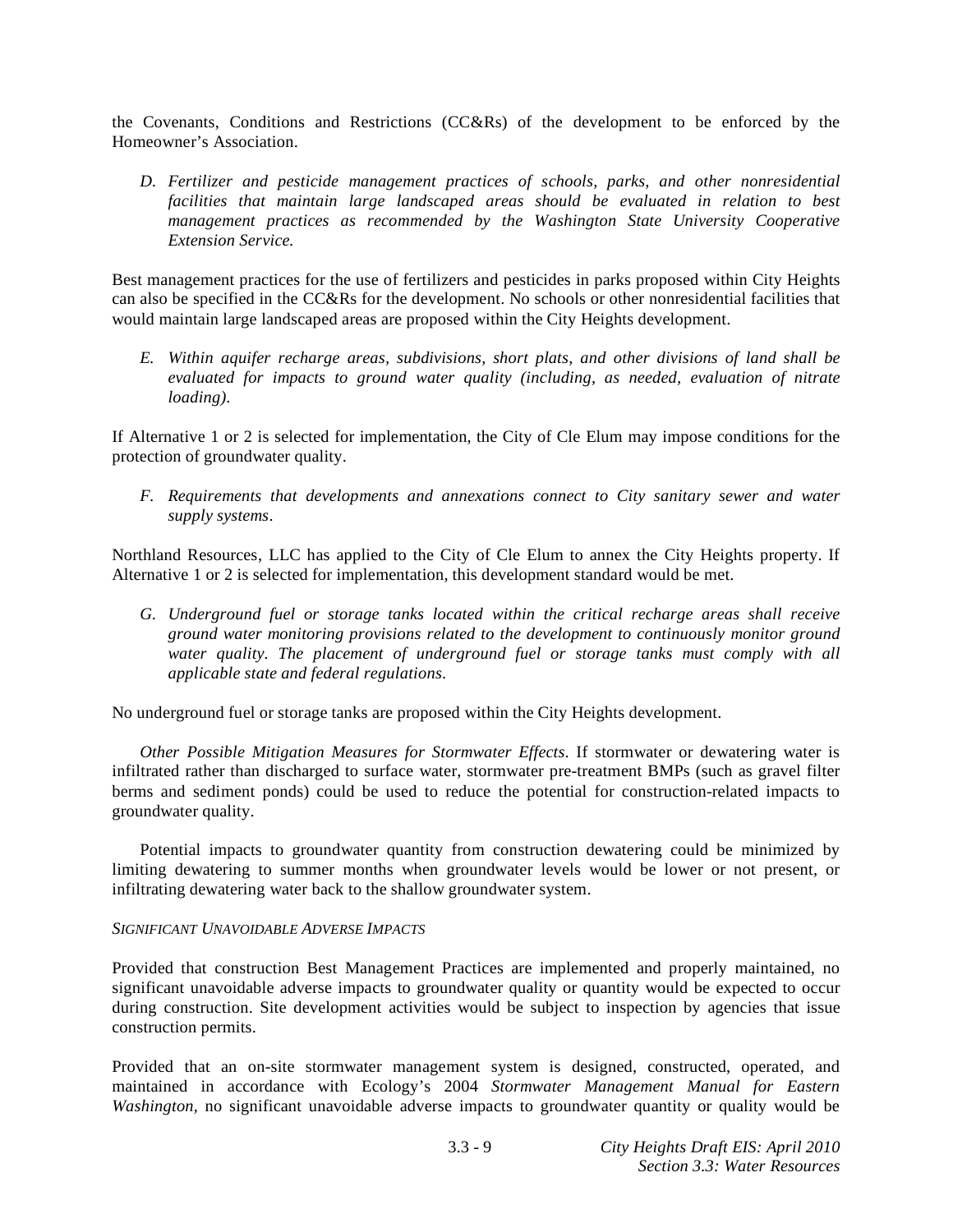the Covenants, Conditions and Restrictions (CC&Rs) of the development to be enforced by the Homeowner's Association.

> *D. Fertilizer and pesticide management practices of schools, parks, and other nonresidential facilities that maintain large landscaped areas should be evaluated in relation to best management practices as recommended by the Washington State University Cooperative Extension Service.*

Best management practices for the use of fertilizers and pesticides in parks proposed within City Heights can also be specified in the CC&Rs for the development. No schools or other nonresidential facilities that would maintain large landscaped areas are proposed within the City Heights development.

> *E. Within aquifer recharge areas, subdivisions, short plats, and other divisions of land shall be evaluated for impacts to ground water quality (including, as needed, evaluation of nitrate loading).*

If Alternative 1 or 2 is selected for implementation, the City of Cle Elum may impose conditions for the protection of groundwater quality.

> *F. Requirements that developments and annexations connect to City sanitary sewer and water supply systems.*

Northland Resources, LLC has applied to the City of Cle Elum to annex the City Heights property. If Alternative 1 or 2 is selected for implementation, this development standard would be met.

> *G. Underground fuel or storage tanks located within the critical recharge areas shall receive ground water monitoring provisions related to the development to continuously monitor ground water quality. The placement of underground fuel or storage tanks must comply with all applicable state and federal regulations.*

No underground fuel or storage tanks are proposed within the City Heights development.

*Other Possible Mitigation Measures for Stormwater Effects*. If stormwater or dewatering water is infiltrated rather than discharged to surface water, stormwater pre-treatment BMPs (such as gravel filter berms and sediment ponds) could be used to reduce the potential for construction-related impacts to groundwater quality.

Potential impacts to groundwater quantity from construction dewatering could be minimized by limiting dewatering to summer months when groundwater levels would be lower or not present, or infiltrating dewatering water back to the shallow groundwater system.

*SIGNIFICANT UNAVOIDABLE ADVERSE IMPACTS*

Provided that construction Best Management Practices are implemented and properly maintained, no significant unavoidable adverse impacts to groundwater quality or quantity would be expected to occur during construction. Site development activities would be subject to inspection by agencies that issue construction permits.

Provided that an on-site stormwater management system is designed, constructed, operated, and maintained in accordance with Ecology's 2004 *Stormwater Management Manual for Eastern Washington*, no significant unavoidable adverse impacts to groundwater quantity or quality would be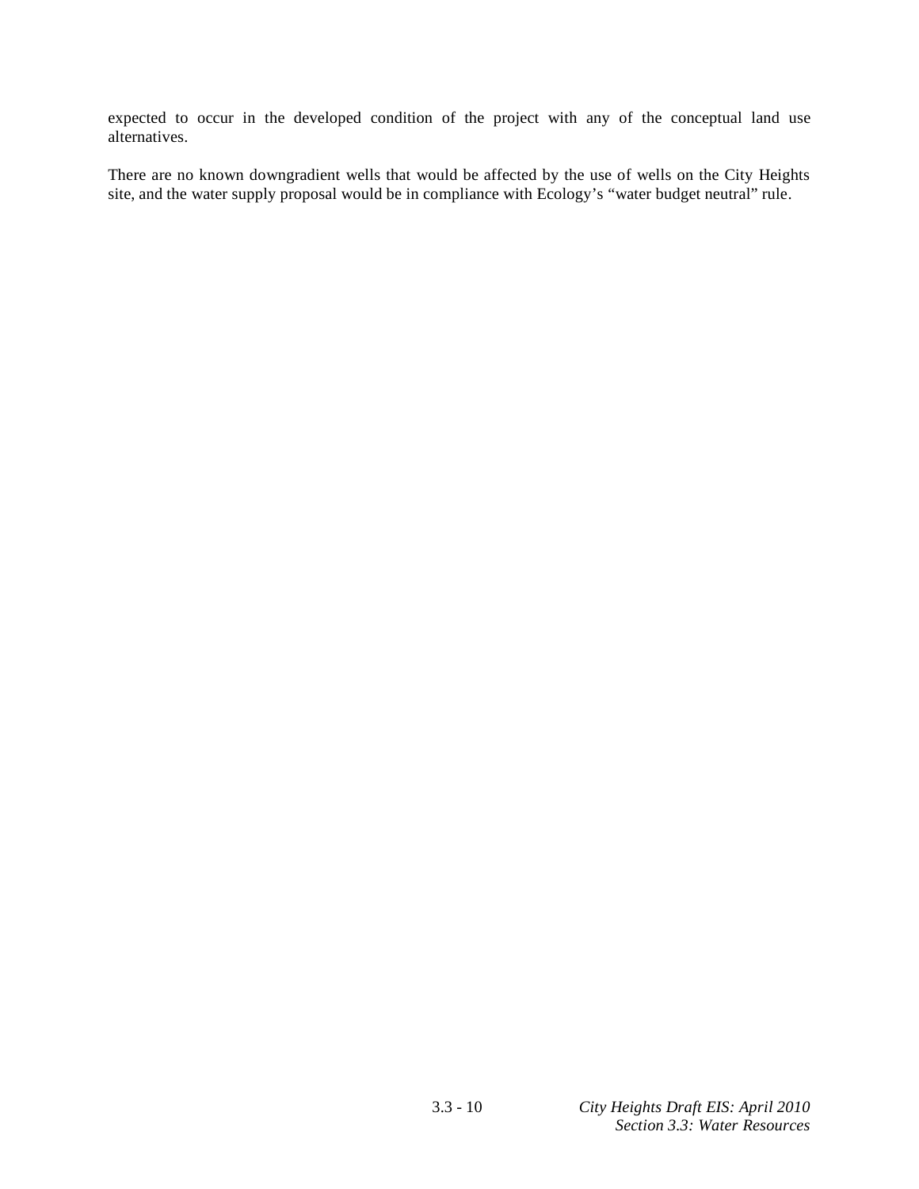expected to occur in the developed condition of the project with any of the conceptual land use alternatives.

There are no known downgradient wells that would be affected by the use of wells on the City Heights site, and the water supply proposal would be in compliance with Ecology's "water budget neutral" rule.